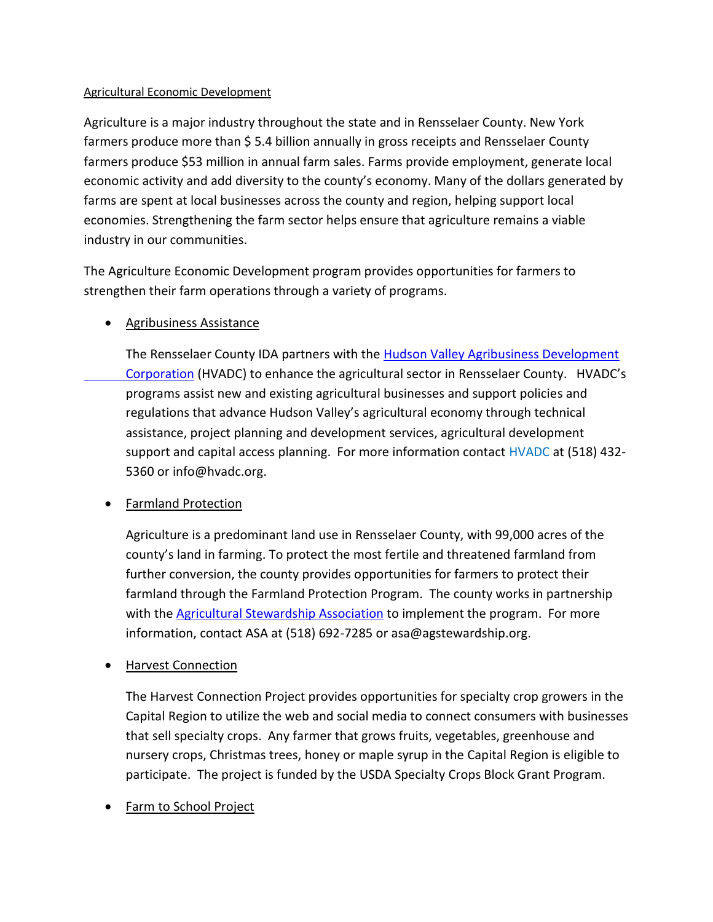Agricultural Economic Development

Agriculture is a major industry throughout the state and in Rensselaer County. New York farmers produce more than $ 5.4 billion annually in gross receipts and Rensselaer County farmers produce $53 million in annual farm sales. Farms provide employment, generate local economic activity and add diversity to the county's economy. Many of the dollars generated by farms are spent at local businesses across the county and region, helping support local economies. Strengthening the farm sector helps ensure that agriculture remains a viable industry in our communities.

The Agriculture Economic Development program provides opportunities for farmers to strengthen their farm operations through a variety of programs.

- Agribusiness Assistance

  The Rensselaer County IDA partners with the Hudson Valley Agribusiness Development Corporation (HVADC) to enhance the agricultural sector in Rensselaer County. HVADC's programs assist new and existing agricultural businesses and support policies and regulations that advance Hudson Valley's agricultural economy through technical assistance, project planning and development services, agricultural development support and capital access planning. For more information contact HVADC at (518) 432-5360 or info@hvadc.org.

- Farmland Protection

  Agriculture is a predominant land use in Rensselaer County, with 99,000 acres of the county's land in farming. To protect the most fertile and threatened farmland from further conversion, the county provides opportunities for farmers to protect their farmland through the Farmland Protection Program. The county works in partnership with the Agricultural Stewardship Association to implement the program. For more information, contact ASA at (518) 692-7285 or asa@agstewardship.org.

- Harvest Connection

  The Harvest Connection Project provides opportunities for specialty crop growers in the Capital Region to utilize the web and social media to connect consumers with businesses that sell specialty crops. Any farmer that grows fruits, vegetables, greenhouse and nursery crops, Christmas trees, honey or maple syrup in the Capital Region is eligible to participate. The project is funded by the USDA Specialty Crops Block Grant Program.

- Farm to School Project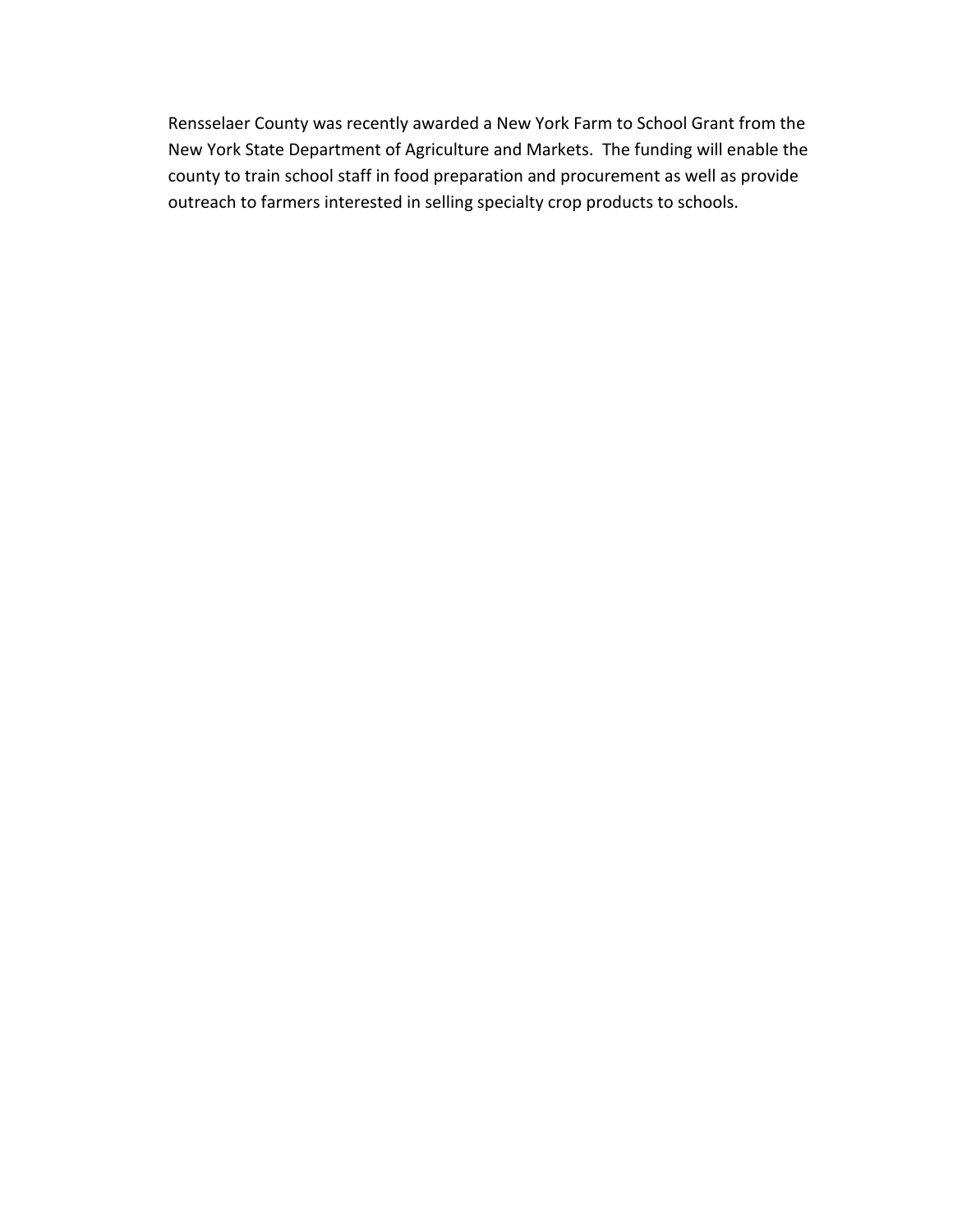Rensselaer County was recently awarded a New York Farm to School Grant from the New York State Department of Agriculture and Markets. The funding will enable the county to train school staff in food preparation and procurement as well as provide outreach to farmers interested in selling specialty crop products to schools.